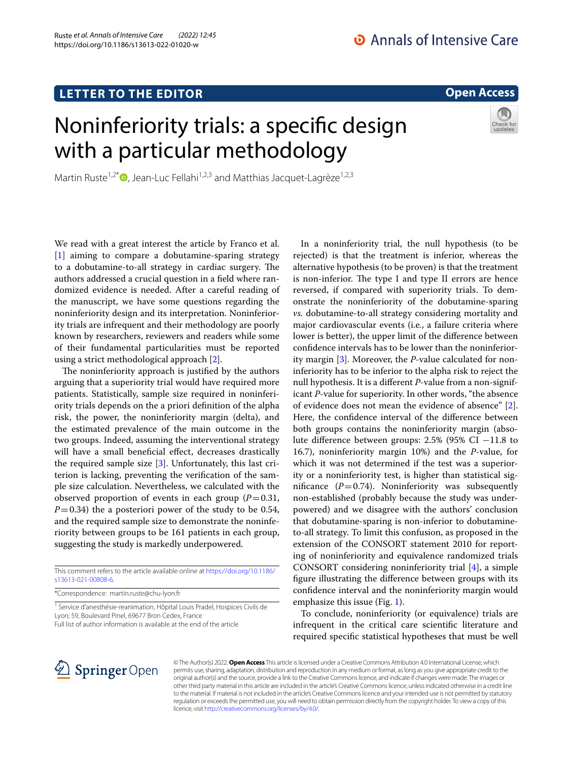LETTER TO THE EDITOR

Open Access

# Noninferiority trials: a specific design with a particular methodology

Martin Ruste[1,2*], Jean-Luc Fellahi[1,2,3] and Matthias Jacquet-Lagrèze[1,2,3]

We read with a great interest the article by Franco et al. [1] aiming to compare a dobutamine-sparing strategy to a dobutamine-to-all strategy in cardiac surgery. The authors addressed a crucial question in a field where randomized evidence is needed. After a careful reading of the manuscript, we have some questions regarding the noninferiority design and its interpretation. Noninferiority trials are infrequent and their methodology are poorly known by researchers, reviewers and readers while some of their fundamental particularities must be reported using a strict methodological approach [2].

The noninferiority approach is justified by the authors arguing that a superiority trial would have required more patients. Statistically, sample size required in noninferiority trials depends on the a priori definition of the alpha risk, the power, the noninferiority margin (delta), and the estimated prevalence of the main outcome in the two groups. Indeed, assuming the interventional strategy will have a small beneficial effect, decreases drastically the required sample size [3]. Unfortunately, this last criterion is lacking, preventing the verification of the sample size calculation. Nevertheless, we calculated with the observed proportion of events in each group ($P=0.31$, $P=0.34$) the a posteriori power of the study to be 0.54, and the required sample size to demonstrate the noninferiority between groups to be 161 patients in each group, suggesting the study is markedly underpowered.

In a noninferiority trial, the null hypothesis (to be rejected) is that the treatment is inferior, whereas the alternative hypothesis (to be proven) is that the treatment is non-inferior. The type I and type II errors are hence reversed, if compared with superiority trials. To demonstrate the noninferiority of the dobutamine-sparing *vs.* dobutamine-to-all strategy considering mortality and major cardiovascular events (i.e., a failure criteria where lower is better), the upper limit of the difference between confidence intervals has to be lower than the noninferiority margin [3]. Moreover, the *P*-value calculated for noninferiority has to be inferior to the alpha risk to reject the null hypothesis. It is a different *P*-value from a non-significant *P*-value for superiority. In other words, "the absence of evidence does not mean the evidence of absence" [2]. Here, the confidence interval of the difference between both groups contains the noninferiority margin (absolute difference between groups: 2.5% (95% CI −11.8 to 16.7), noninferiority margin 10%) and the *P*-value, for which it was not determined if the test was a superiority or a noninferiority test, is higher than statistical significance ($P=0.74$). Noninferiority was subsequently non-established (probably because the study was underpowered) and we disagree with the authors' conclusion that dobutamine-sparing is non-inferior to dobutamine-to-all strategy. To limit this confusion, as proposed in the extension of the CONSORT statement 2010 for reporting of noninferiority and equivalence randomized trials CONSORT considering noninferiority trial [4], a simple figure illustrating the difference between groups with its confidence interval and the noninferiority margin would emphasize this issue (Fig. 1).

To conclude, noninferiority (or equivalence) trials are infrequent in the critical care scientific literature and required specific statistical hypotheses that must be well

This comment refers to the article available online at https://doi.org/10.1186/s13613-021-00808-6.

*Correspondence: martin.ruste@chu-lyon.fr

[1] Service d'anesthésie-reanimation, Hôpital Louis Pradel, Hospices Civils de Lyon; 59, Boulevard Pinel, 69677 Bron Cedex, France
Full list of author information is available at the end of the article

© The Author(s) 2022. **Open Access** This article is licensed under a Creative Commons Attribution 4.0 International License, which permits use, sharing, adaptation, distribution and reproduction in any medium or format, as long as you give appropriate credit to the original author(s) and the source, provide a link to the Creative Commons licence, and indicate if changes were made. The images or other third party material in this article are included in the article's Creative Commons licence, unless indicated otherwise in a credit line to the material. If material is not included in the article's Creative Commons licence and your intended use is not permitted by statutory regulation or exceeds the permitted use, you will need to obtain permission directly from the copyright holder. To view a copy of this licence, visit http://creativecommons.org/licenses/by/4.0/.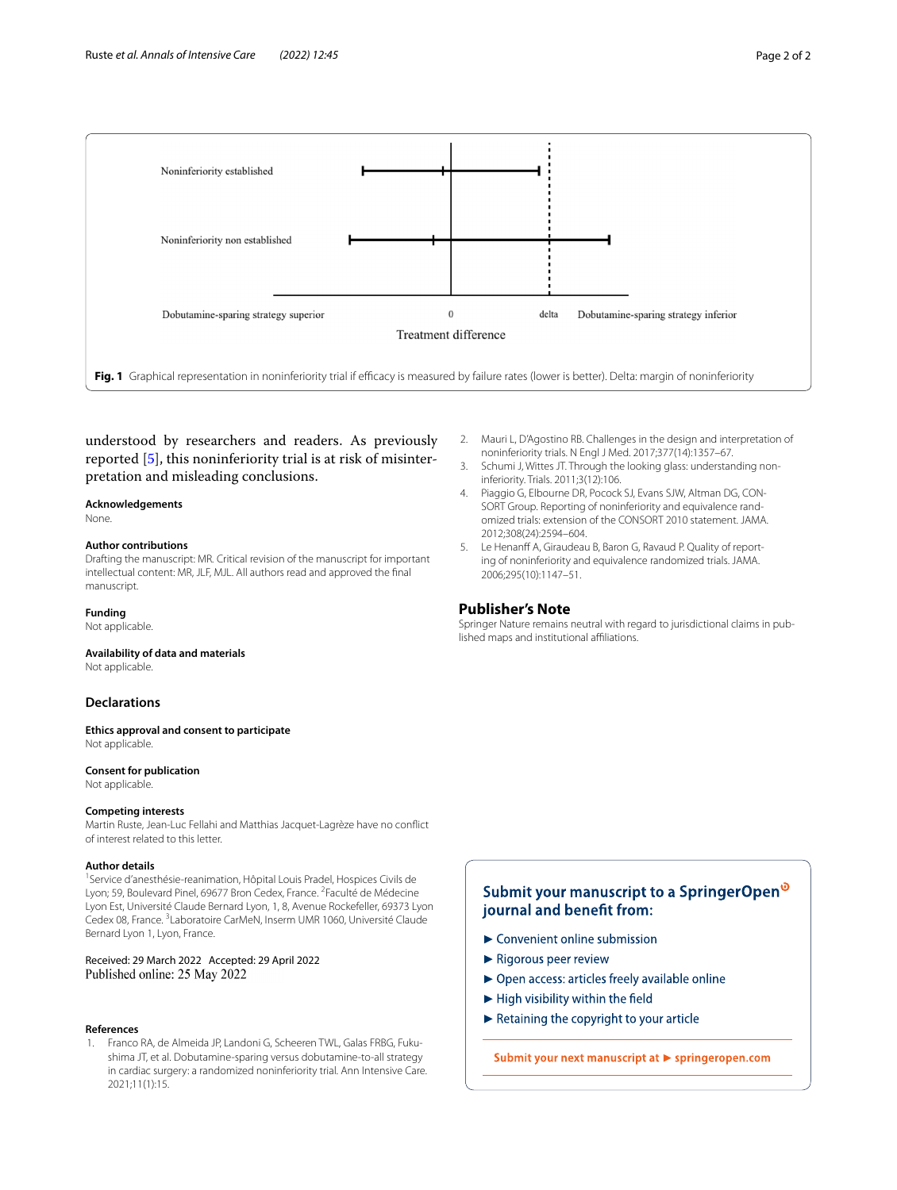Noninferiority established

Noninferiority non established

Dobutamine-sparing strategy superior

0

delta

Dobutamine-sparing strategy inferior

Treatment difference

**Fig. 1** Graphical representation in noninferiority trial if efficacy is measured by failure rates (lower is better). Delta: margin of noninferiority

understood by researchers and readers. As previously reported [5], this noninferiority trial is at risk of misinterpretation and misleading conclusions.

**Acknowledgements**

None.

**Author contributions**

Drafting the manuscript: MR. Critical revision of the manuscript for important intellectual content: MR, JLF, MJL. All authors read and approved the final manuscript.

**Funding**

Not applicable.

**Availability of data and materials**

Not applicable.

## Declarations

**Ethics approval and consent to participate**

Not applicable.

**Consent for publication**

Not applicable.

**Competing interests**

Martin Ruste, Jean-Luc Fellahi and Matthias Jacquet-Lagrèze have no conflict of interest related to this letter.

**Author details**

[1]Service d'anesthésie-reanimation, Hôpital Louis Pradel, Hospices Civils de Lyon; 59, Boulevard Pinel, 69677 Bron Cedex, France. [2]Faculté de Médecine Lyon Est, Université Claude Bernard Lyon, 1, 8, Avenue Rockefeller, 69373 Lyon Cedex 08, France. [3]Laboratoire CarMeN, Inserm UMR 1060, Université Claude Bernard Lyon 1, Lyon, France.

Received: 29 March 2022 Accepted: 29 April 2022
Published online: 25 May 2022

**References**

1. Franco RA, de Almeida JP, Landoni G, Scheeren TWL, Galas FRBG, Fukushima JT, et al. Dobutamine-sparing versus dobutamine-to-all strategy in cardiac surgery: a randomized noninferiority trial. Ann Intensive Care. 2021;11(1):15.
2. Mauri L, D'Agostino RB. Challenges in the design and interpretation of noninferiority trials. N Engl J Med. 2017;377(14):1357–67.
3. Schumi J, Wittes JT. Through the looking glass: understanding non-inferiority. Trials. 2011;3(12):106.
4. Piaggio G, Elbourne DR, Pocock SJ, Evans SJW, Altman DG, CONSORT Group. Reporting of noninferiority and equivalence randomized trials: extension of the CONSORT 2010 statement. JAMA. 2012;308(24):2594–604.
5. Le Henanff A, Giraudeau B, Baron G, Ravaud P. Quality of reporting of noninferiority and equivalence randomized trials. JAMA. 2006;295(10):1147–51.

## Publisher's Note

Springer Nature remains neutral with regard to jurisdictional claims in published maps and institutional affiliations.

**Submit your manuscript to a SpringerOpen journal and benefit from:**

- Convenient online submission
- Rigorous peer review
- Open access: articles freely available online
- High visibility within the field
- Retaining the copyright to your article

**Submit your next manuscript at ▶ springeropen.com**